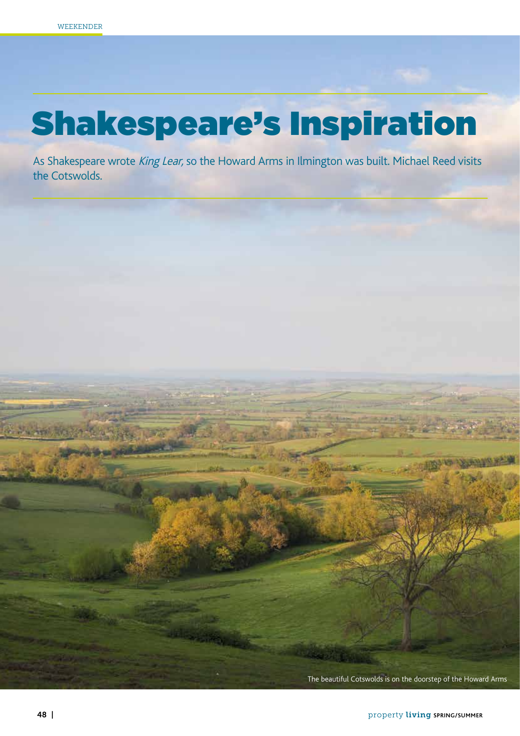# Shakespeare's Inspiration

As Shakespeare wrote *King Lear,* so the Howard Arms in Ilmington was built. Michael Reed visits the Cotswolds.

The beautiful Cotswolds is on the doorstep of the Howard Arms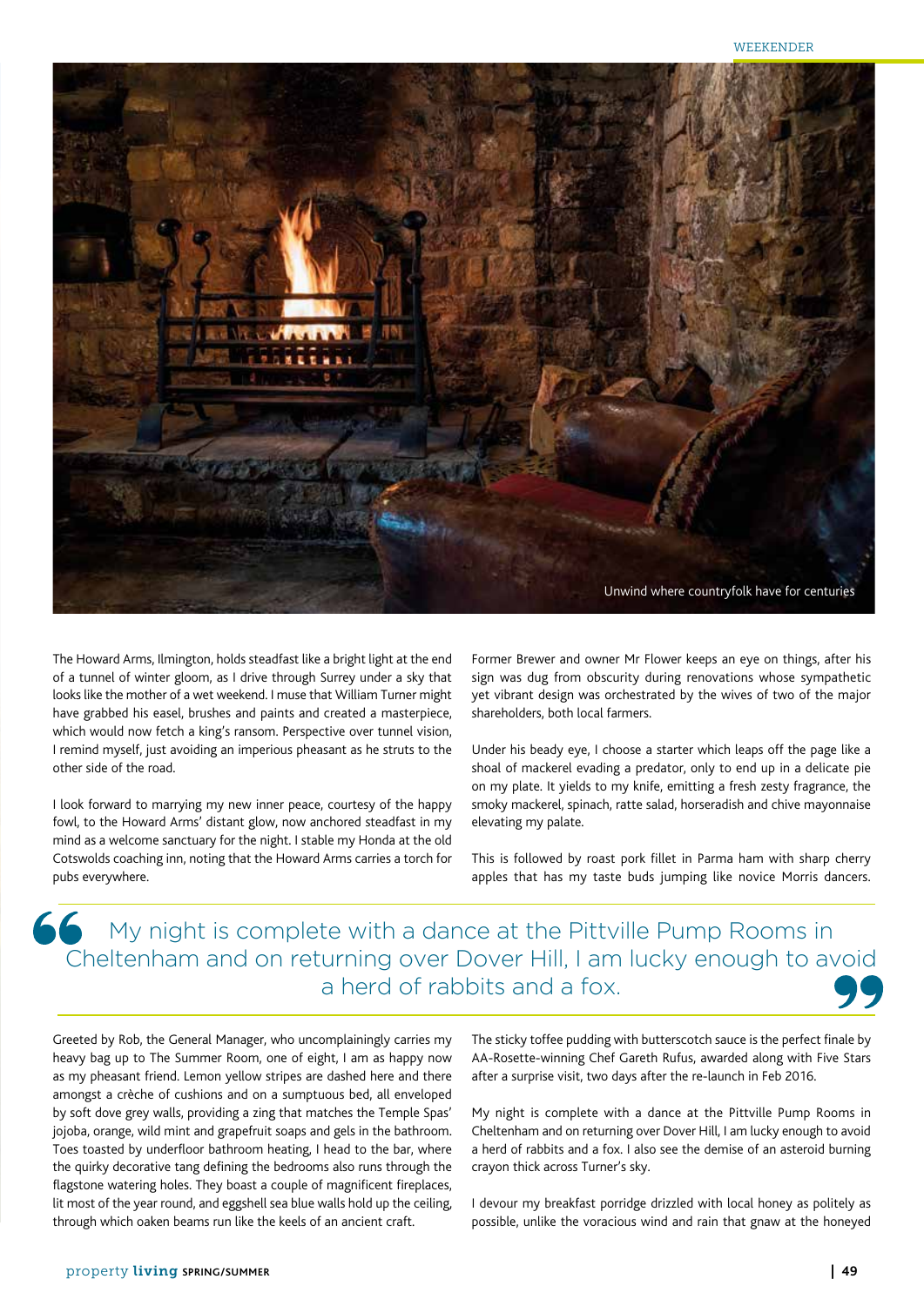Unwind where countryfolk have for centuries

The Howard Arms, Ilmington, holds steadfast like a bright light at the end of a tunnel of winter gloom, as I drive through Surrey under a sky that looks like the mother of a wet weekend. I muse that William Turner might have grabbed his easel, brushes and paints and created a masterpiece, which would now fetch a king's ransom. Perspective over tunnel vision, I remind myself, just avoiding an imperious pheasant as he struts to the other side of the road.

I look forward to marrying my new inner peace, courtesy of the happy fowl, to the Howard Arms' distant glow, now anchored steadfast in my mind as a welcome sanctuary for the night. I stable my Honda at the old Cotswolds coaching inn, noting that the Howard Arms carries a torch for pubs everywhere.

Greeted by Rob, the General Manager, who uncomplainingly carries my heavy bag up to The Summer Room, one of eight, I am as happy now as my pheasant friend. Lemon yellow stripes are dashed here and there amongst a crèche of cushions and on a sumptuous bed, all enveloped by soft dove grey walls, providing a zing that matches the Temple Spas' jojoba, orange, wild mint and grapefruit soaps and gels in the bathroom. Toes toasted by underfloor bathroom heating, I head to the bar, where the quirky decorative tang defining the bedrooms also runs through the flagstone watering holes. They boast a couple of magnificent fireplaces, lit most of the year round, and eggshell sea blue walls hold up the ceiling, through which oaken beams run like the keels of an ancient craft.

Former Brewer and owner Mr Flower keeps an eye on things, after his sign was dug from obscurity during renovations whose sympathetic yet vibrant design was orchestrated by the wives of two of the major shareholders, both local farmers.

Under his beady eye, I choose a starter which leaps off the page like a shoal of mackerel evading a predator, only to end up in a delicate pie on my plate. It yields to my knife, emitting a fresh zesty fragrance, the smoky mackerel, spinach, ratte salad, horseradish and chive mayonnaise elevating my palate.

This is followed by roast pork fillet in Parma ham with sharp cherry apples that has my taste buds jumping like novice Morris dancers.

> My night is complete with a dance at the Pittville Pump Rooms in Cheltenham and on returning over Dover Hill, I am lucky enough to avoid a herd of rabbits and a fox.

The sticky toffee pudding with butterscotch sauce is the perfect finale by AA-Rosette-winning Chef Gareth Rufus, awarded along with Five Stars after a surprise visit, two days after the re-launch in Feb 2016.

My night is complete with a dance at the Pittville Pump Rooms in Cheltenham and on returning over Dover Hill, I am lucky enough to avoid a herd of rabbits and a fox. I also see the demise of an asteroid burning crayon thick across Turner's sky.

I devour my breakfast porridge drizzled with local honey as politely as possible, unlike the voracious wind and rain that gnaw at the honeyed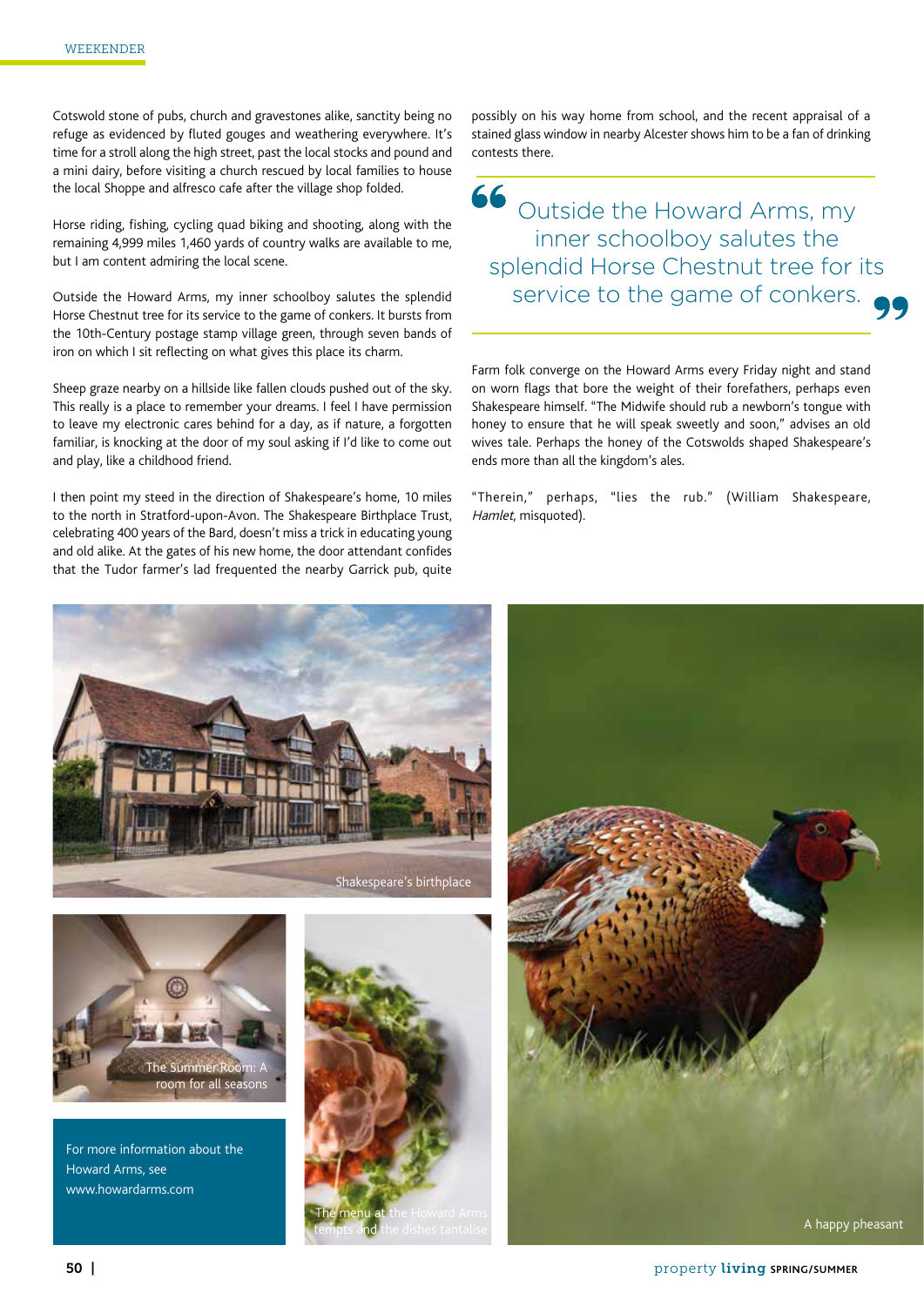Cotswold stone of pubs, church and gravestones alike, sanctity being no refuge as evidenced by fluted gouges and weathering everywhere. It's time for a stroll along the high street, past the local stocks and pound and a mini dairy, before visiting a church rescued by local families to house the local Shoppe and alfresco cafe after the village shop folded.

Horse riding, fishing, cycling quad biking and shooting, along with the remaining 4,999 miles 1,460 yards of country walks are available to me, but I am content admiring the local scene.

Outside the Howard Arms, my inner schoolboy salutes the splendid Horse Chestnut tree for its service to the game of conkers. It bursts from the 10th-Century postage stamp village green, through seven bands of iron on which I sit reflecting on what gives this place its charm.

Sheep graze nearby on a hillside like fallen clouds pushed out of the sky. This really is a place to remember your dreams. I feel I have permission to leave my electronic cares behind for a day, as if nature, a forgotten familiar, is knocking at the door of my soul asking if I'd like to come out and play, like a childhood friend.

I then point my steed in the direction of Shakespeare's home, 10 miles to the north in Stratford-upon-Avon. The Shakespeare Birthplace Trust, celebrating 400 years of the Bard, doesn't miss a trick in educating young and old alike. At the gates of his new home, the door attendant confides that the Tudor farmer's lad frequented the nearby Garrick pub, quite possibly on his way home from school, and the recent appraisal of a stained glass window in nearby Alcester shows him to be a fan of drinking contests there.

> "Outside the Howard Arms, my inner schoolboy salutes the splendid Horse Chestnut tree for its service to the game of conkers."

Farm folk converge on the Howard Arms every Friday night and stand on worn flags that bore the weight of their forefathers, perhaps even Shakespeare himself. "The Midwife should rub a newborn's tongue with honey to ensure that he will speak sweetly and soon," advises an old wives tale. Perhaps the honey of the Cotswolds shaped Shakespeare's ends more than all the kingdom's ales.

"Therein," perhaps, "lies the rub." (William Shakespeare, *Hamlet*, misquoted).

Shakespeare's birthplace

The Summer Room: A room for all seasons

For more information about the Howard Arms, see www.howardarms.com

The menu at the Howard Arms tempts and the dishes tantalise

A happy pheasant